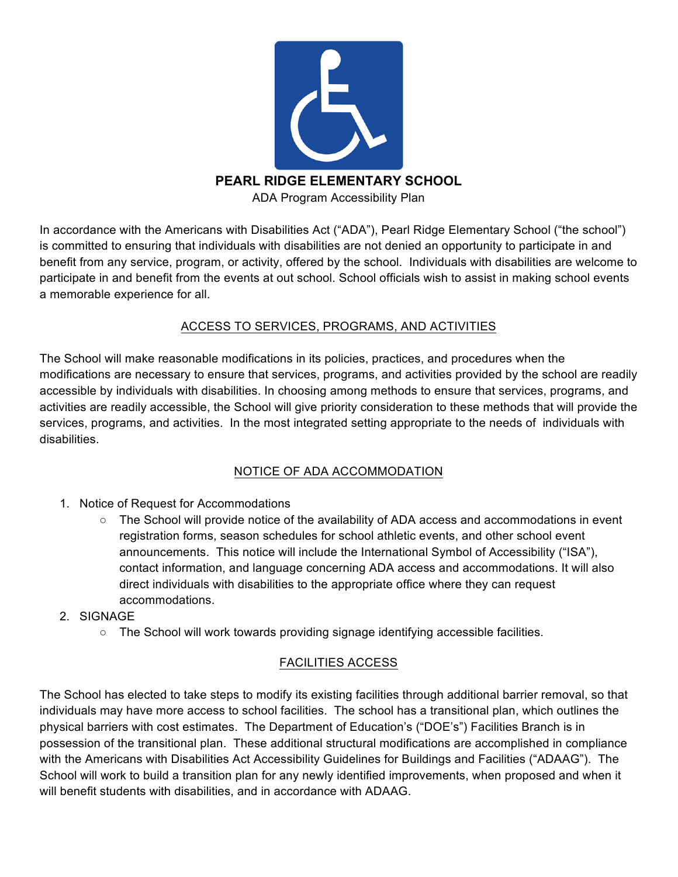# PEARL RIDGE ELEMENTARY SCHOOL

ADA Program Accessibility Plan

In accordance with the Americans with Disabilities Act ("ADA"), Pearl Ridge Elementary School ("the school") is committed to ensuring that individuals with disabilities are not denied an opportunity to participate in and benefit from any service, program, or activity, offered by the school. Individuals with disabilities are welcome to participate in and benefit from the events at out school. School officials wish to assist in making school events a memorable experience for all.

## ACCESS TO SERVICES, PROGRAMS, AND ACTIVITIES

The School will make reasonable modifications in its policies, practices, and procedures when the modifications are necessary to ensure that services, programs, and activities provided by the school are readily accessible by individuals with disabilities. In choosing among methods to ensure that services, programs, and activities are readily accessible, the School will give priority consideration to these methods that will provide the services, programs, and activities. In the most integrated setting appropriate to the needs of individuals with disabilities.

## NOTICE OF ADA ACCOMMODATION

1. Notice of Request for Accommodations
   - The School will provide notice of the availability of ADA access and accommodations in event registration forms, season schedules for school athletic events, and other school event announcements. This notice will include the International Symbol of Accessibility ("ISA"), contact information, and language concerning ADA access and accommodations. It will also direct individuals with disabilities to the appropriate office where they can request accommodations.
2. SIGNAGE
   - The School will work towards providing signage identifying accessible facilities.

## FACILITIES ACCESS

The School has elected to take steps to modify its existing facilities through additional barrier removal, so that individuals may have more access to school facilities. The school has a transitional plan, which outlines the physical barriers with cost estimates. The Department of Education's ("DOE's") Facilities Branch is in possession of the transitional plan. These additional structural modifications are accomplished in compliance with the Americans with Disabilities Act Accessibility Guidelines for Buildings and Facilities ("ADAAG"). The School will work to build a transition plan for any newly identified improvements, when proposed and when it will benefit students with disabilities, and in accordance with ADAAG.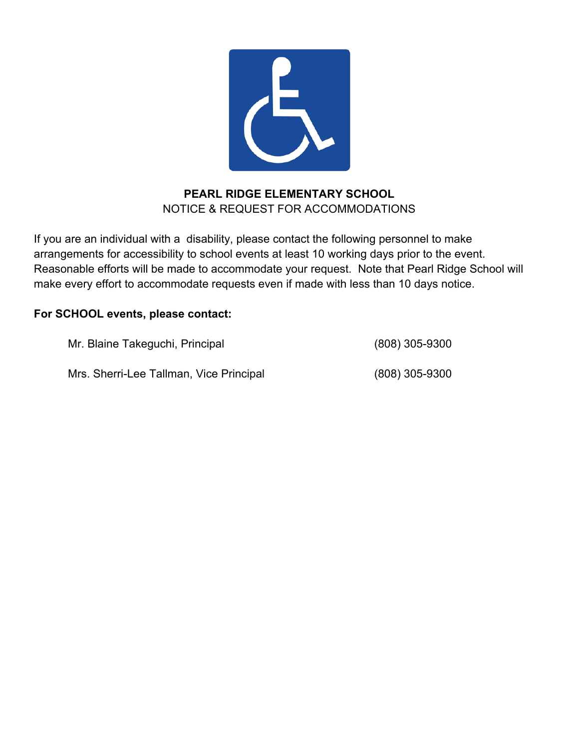**PEARL RIDGE ELEMENTARY SCHOOL**

NOTICE & REQUEST FOR ACCOMMODATIONS

If you are an individual with a disability, please contact the following personnel to make arrangements for accessibility to school events at least 10 working days prior to the event. Reasonable efforts will be made to accommodate your request. Note that Pearl Ridge School will make every effort to accommodate requests even if made with less than 10 days notice.

**For SCHOOL events, please contact:**

| | |
|---|---|
| Mr. Blaine Takeguchi, Principal | (808) 305-9300 |
| Mrs. Sherri-Lee Tallman, Vice Principal | (808) 305-9300 |